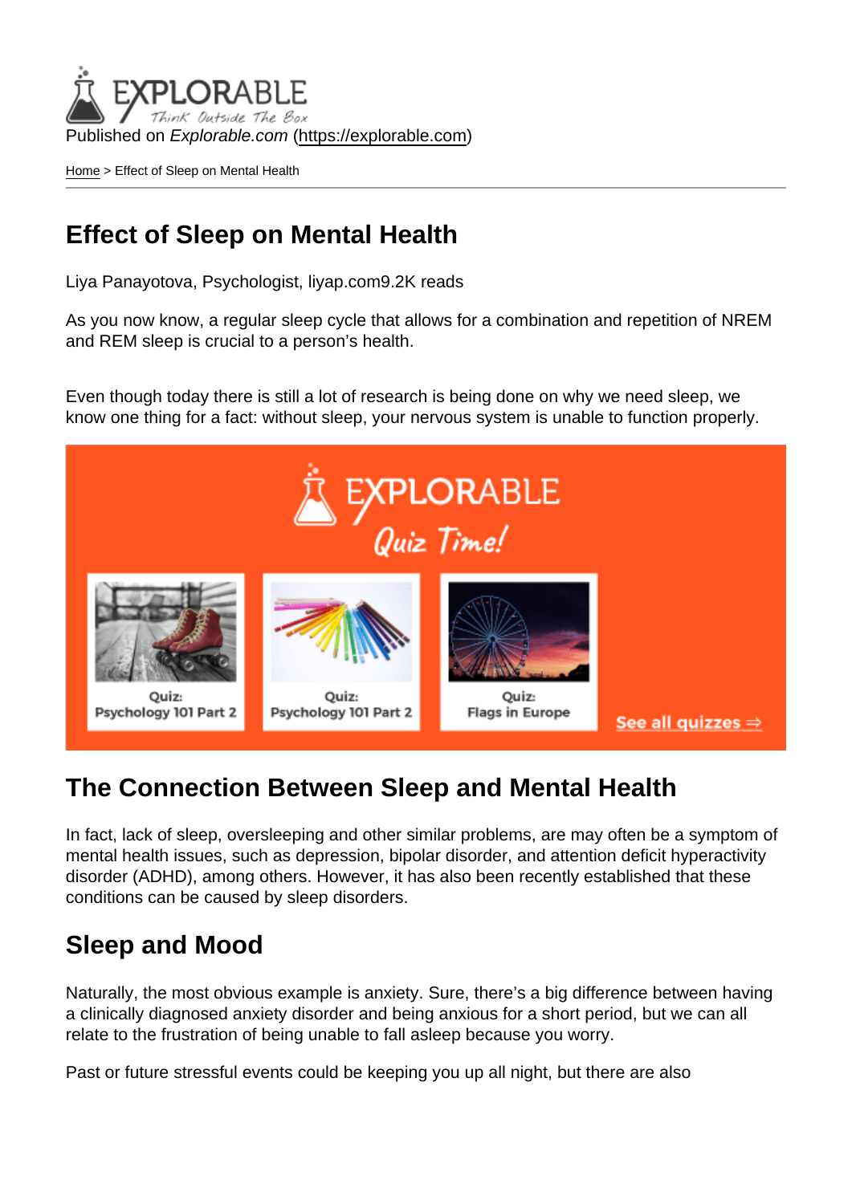Published on *Explorable.com* (https://explorable.com)

Home > Effect of Sleep on Mental Health

# Effect of Sleep on Mental Health

Liya Panayotova, Psychologist, liyap.com9.2K reads

As you now know, a regular sleep cycle that allows for a combination and repetition of NREM and REM sleep is crucial to a person's health.

Even though today there is still a lot of research is being done on why we need sleep, we know one thing for a fact: without sleep, your nervous system is unable to function properly.

## The Connection Between Sleep and Mental Health

In fact, lack of sleep, oversleeping and other similar problems, are may often be a symptom of mental health issues, such as depression, bipolar disorder, and attention deficit hyperactivity disorder (ADHD), among others. However, it has also been recently established that these conditions can be caused by sleep disorders.

## Sleep and Mood

Naturally, the most obvious example is anxiety. Sure, there's a big difference between having a clinically diagnosed anxiety disorder and being anxious for a short period, but we can all relate to the frustration of being unable to fall asleep because you worry.

Past or future stressful events could be keeping you up all night, but there are also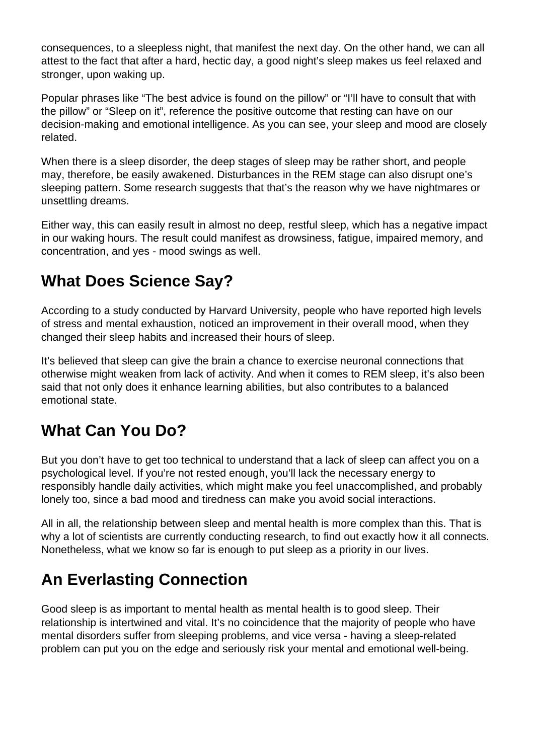consequences, to a sleepless night, that manifest the next day. On the other hand, we can all attest to the fact that after a hard, hectic day, a good night's sleep makes us feel relaxed and stronger, upon waking up.

Popular phrases like "The best advice is found on the pillow" or "I'll have to consult that with the pillow" or "Sleep on it", reference the positive outcome that resting can have on our decision-making and emotional intelligence. As you can see, your sleep and mood are closely related.

When there is a sleep disorder, the deep stages of sleep may be rather short, and people may, therefore, be easily awakened. Disturbances in the REM stage can also disrupt one's sleeping pattern. Some research suggests that that's the reason why we have nightmares or unsettling dreams.

Either way, this can easily result in almost no deep, restful sleep, which has a negative impact in our waking hours. The result could manifest as drowsiness, fatigue, impaired memory, and concentration, and yes - mood swings as well.

## What Does Science Say?

According to a study conducted by Harvard University, people who have reported high levels of stress and mental exhaustion, noticed an improvement in their overall mood, when they changed their sleep habits and increased their hours of sleep.

It's believed that sleep can give the brain a chance to exercise neuronal connections that otherwise might weaken from lack of activity. And when it comes to REM sleep, it's also been said that not only does it enhance learning abilities, but also contributes to a balanced emotional state.

## What Can You Do?

But you don't have to get too technical to understand that a lack of sleep can affect you on a psychological level. If you're not rested enough, you'll lack the necessary energy to responsibly handle daily activities, which might make you feel unaccomplished, and probably lonely too, since a bad mood and tiredness can make you avoid social interactions.

All in all, the relationship between sleep and mental health is more complex than this. That is why a lot of scientists are currently conducting research, to find out exactly how it all connects. Nonetheless, what we know so far is enough to put sleep as a priority in our lives.

## An Everlasting Connection

Good sleep is as important to mental health as mental health is to good sleep. Their relationship is intertwined and vital. It's no coincidence that the majority of people who have mental disorders suffer from sleeping problems, and vice versa - having a sleep-related problem can put you on the edge and seriously risk your mental and emotional well-being.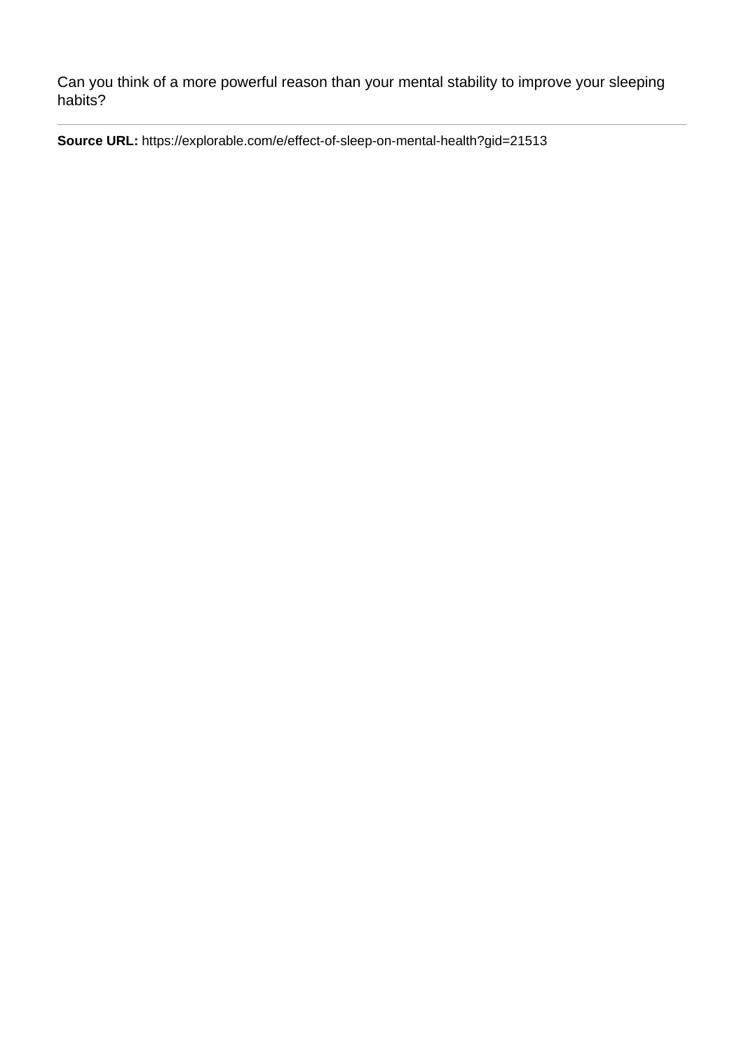Can you think of a more powerful reason than your mental stability to improve your sleeping habits?

---

**Source URL:** https://explorable.com/e/effect-of-sleep-on-mental-health?gid=21513